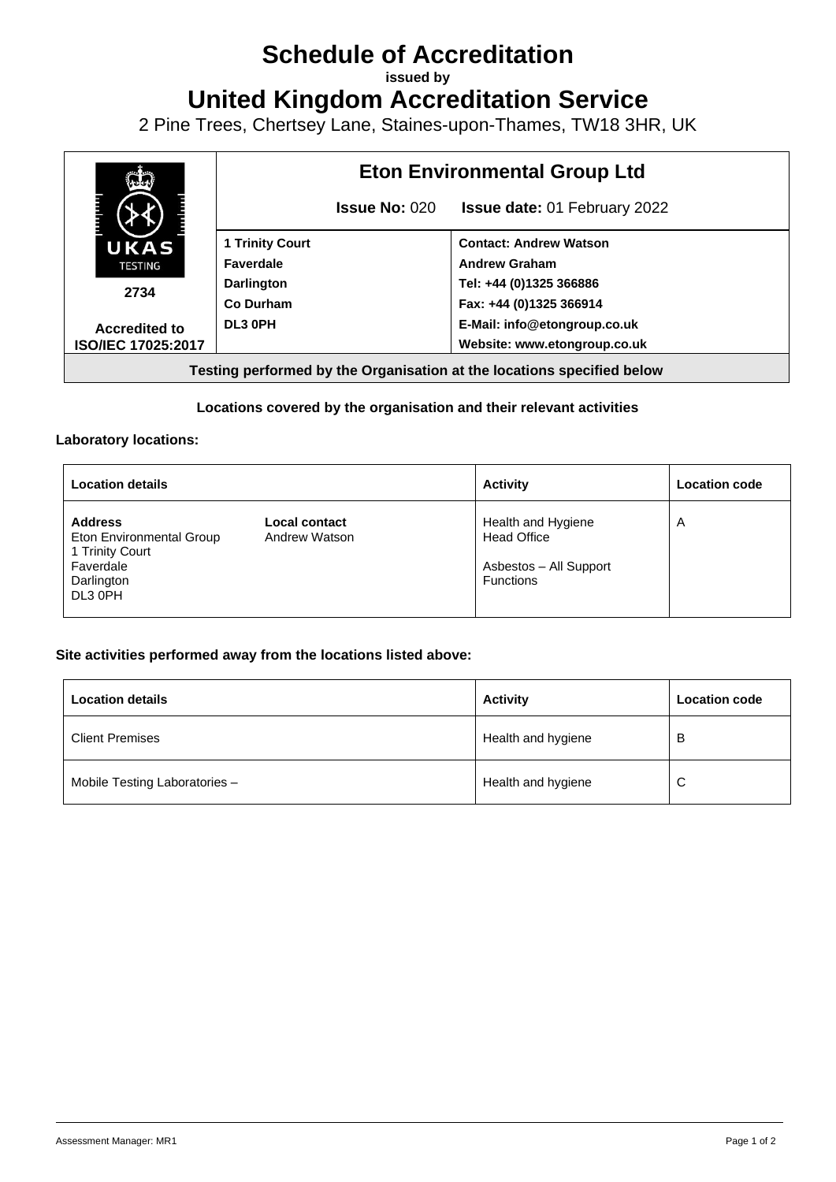# Schedule of Accreditation

**issued by**

# United Kingdom Accreditation Service

2 Pine Trees, Chertsey Lane, Staines-upon-Thames, TW18 3HR, UK

| UKAS TESTING 2734 Accredited to ISO/IEC 17025:2017 | **Eton Environmental Group Ltd** | |
|---|---|---|
| | **Issue No:** 020 | **Issue date:** 01 February 2022 |
| | **1 Trinity Court** | **Contact: Andrew Watson** |
| | **Faverdale** | **Andrew Graham** |
| | **Darlington** | **Tel: +44 (0)1325 366886** |
| | **Co Durham** | **Fax: +44 (0)1325 366914** |
| | **DL3 0PH** | **E-Mail: info@etongroup.co.uk** |
| | | **Website: www.etongroup.co.uk** |

**Testing performed by the Organisation at the locations specified below**

**Locations covered by the organisation and their relevant activities**

**Laboratory locations:**

| Location details | | Activity | Location code |
|---|---|---|---|
| **Address** Eton Environmental Group 1 Trinity Court Faverdale Darlington DL3 0PH | **Local contact** Andrew Watson | Health and Hygiene Head Office<br><br>Asbestos – All Support Functions | A |

**Site activities performed away from the locations listed above:**

| Location details | Activity | Location code |
|---|---|---|
| Client Premises | Health and hygiene | B |
| Mobile Testing Laboratories – | Health and hygiene | C |

Assessment Manager: MR1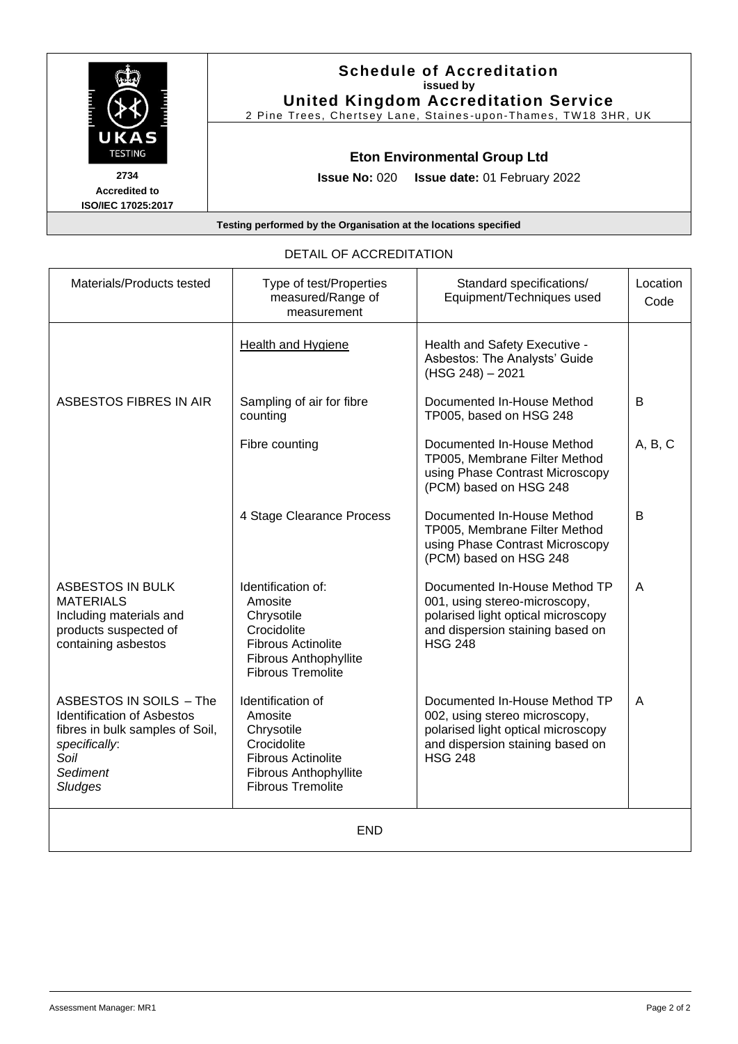# Schedule of Accreditation

**issued by**

**United Kingdom Accreditation Service**

2 Pine Trees, Chertsey Lane, Staines-upon-Thames, TW18 3HR, UK

**2734**
**Accredited to**
**ISO/IEC 17025:2017**

## Eton Environmental Group Ltd

**Issue No:** 020 **Issue date:** 01 February 2022

**Testing performed by the Organisation at the locations specified**

## DETAIL OF ACCREDITATION

| Materials/Products tested | Type of test/Properties measured/Range of measurement | Standard specifications/ Equipment/Techniques used | Location Code |
|---|---|---|---|
| | Health and Hygiene | Health and Safety Executive - Asbestos: The Analysts' Guide (HSG 248) – 2021 | |
| ASBESTOS FIBRES IN AIR | Sampling of air for fibre counting | Documented In-House Method TP005, based on HSG 248 | B |
| | Fibre counting | Documented In-House Method TP005, Membrane Filter Method using Phase Contrast Microscopy (PCM) based on HSG 248 | A, B, C |
| | 4 Stage Clearance Process | Documented In-House Method TP005, Membrane Filter Method using Phase Contrast Microscopy (PCM) based on HSG 248 | B |
| ASBESTOS IN BULK MATERIALS<br>Including materials and products suspected of containing asbestos | Identification of:<br>Amosite<br>Chrysotile<br>Crocidolite<br>Fibrous Actinolite<br>Fibrous Anthophyllite<br>Fibrous Tremolite | Documented In-House Method TP 001, using stereo-microscopy, polarised light optical microscopy and dispersion staining based on HSG 248 | A |
| ASBESTOS IN SOILS – The Identification of Asbestos fibres in bulk samples of Soil, *specifically*:<br>*Soil*<br>*Sediment*<br>*Sludges* | Identification of<br>Amosite<br>Chrysotile<br>Crocidolite<br>Fibrous Actinolite<br>Fibrous Anthophyllite<br>Fibrous Tremolite | Documented In-House Method TP 002, using stereo microscopy, polarised light optical microscopy and dispersion staining based on HSG 248 | A |

END

Assessment Manager: MR1